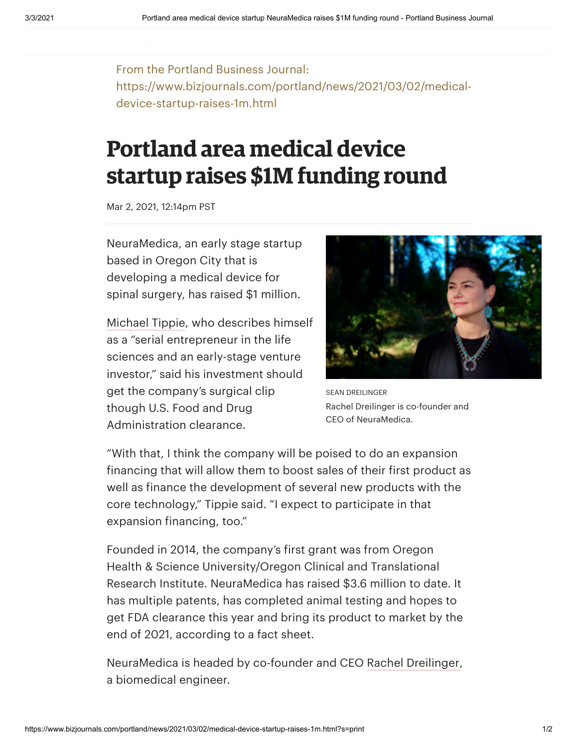From the Portland Business Journal: https://www.bizjournals.com/portland/news/2021/03/02/medical-device-startup-raises-1m.html

# Portland area medical device startup raises $1M funding round

Mar 2, 2021, 12:14pm PST

NeuraMedica, an early stage startup based in Oregon City that is developing a medical device for spinal surgery, has raised $1 million.

SEAN DREILINGER
Rachel Dreilinger is co-founder and CEO of NeuraMedica.

Michael Tippie, who describes himself as a "serial entrepreneur in the life sciences and an early-stage venture investor," said his investment should get the company's surgical clip though U.S. Food and Drug Administration clearance.

"With that, I think the company will be poised to do an expansion financing that will allow them to boost sales of their first product as well as finance the development of several new products with the core technology," Tippie said. "I expect to participate in that expansion financing, too."

Founded in 2014, the company's first grant was from Oregon Health & Science University/Oregon Clinical and Translational Research Institute. NeuraMedica has raised $3.6 million to date. It has multiple patents, has completed animal testing and hopes to get FDA clearance this year and bring its product to market by the end of 2021, according to a fact sheet.

NeuraMedica is headed by co-founder and CEO Rachel Dreilinger, a biomedical engineer.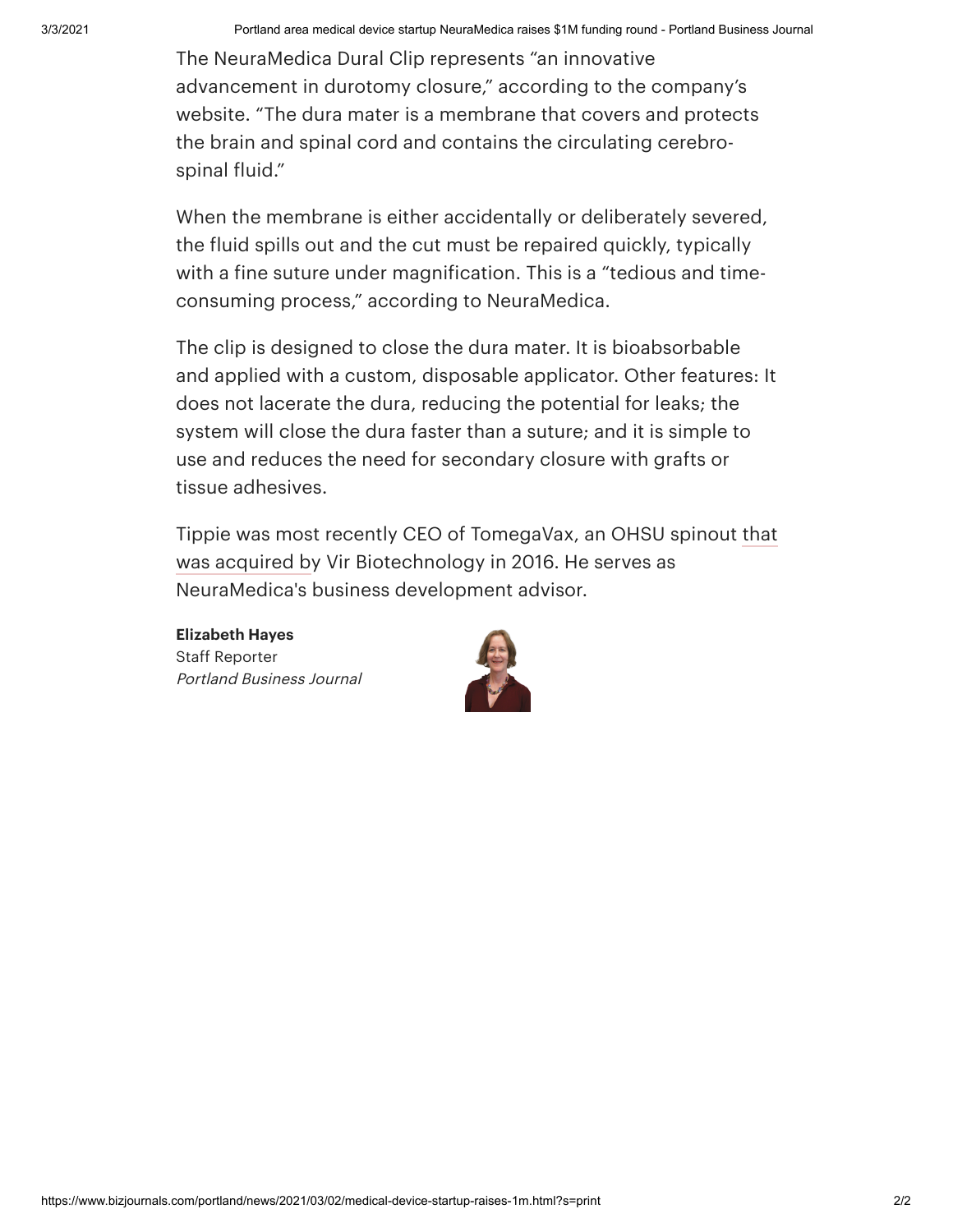The NeuraMedica Dural Clip represents "an innovative advancement in durotomy closure," according to the company's website. "The dura mater is a membrane that covers and protects the brain and spinal cord and contains the circulating cerebro-spinal fluid."

When the membrane is either accidentally or deliberately severed, the fluid spills out and the cut must be repaired quickly, typically with a fine suture under magnification. This is a "tedious and time-consuming process," according to NeuraMedica.

The clip is designed to close the dura mater. It is bioabsorbable and applied with a custom, disposable applicator. Other features: It does not lacerate the dura, reducing the potential for leaks; the system will close the dura faster than a suture; and it is simple to use and reduces the need for secondary closure with grafts or tissue adhesives.

Tippie was most recently CEO of TomegaVax, an OHSU spinout that was acquired by Vir Biotechnology in 2016. He serves as NeuraMedica's business development advisor.

**Elizabeth Hayes**
Staff Reporter
*Portland Business Journal*